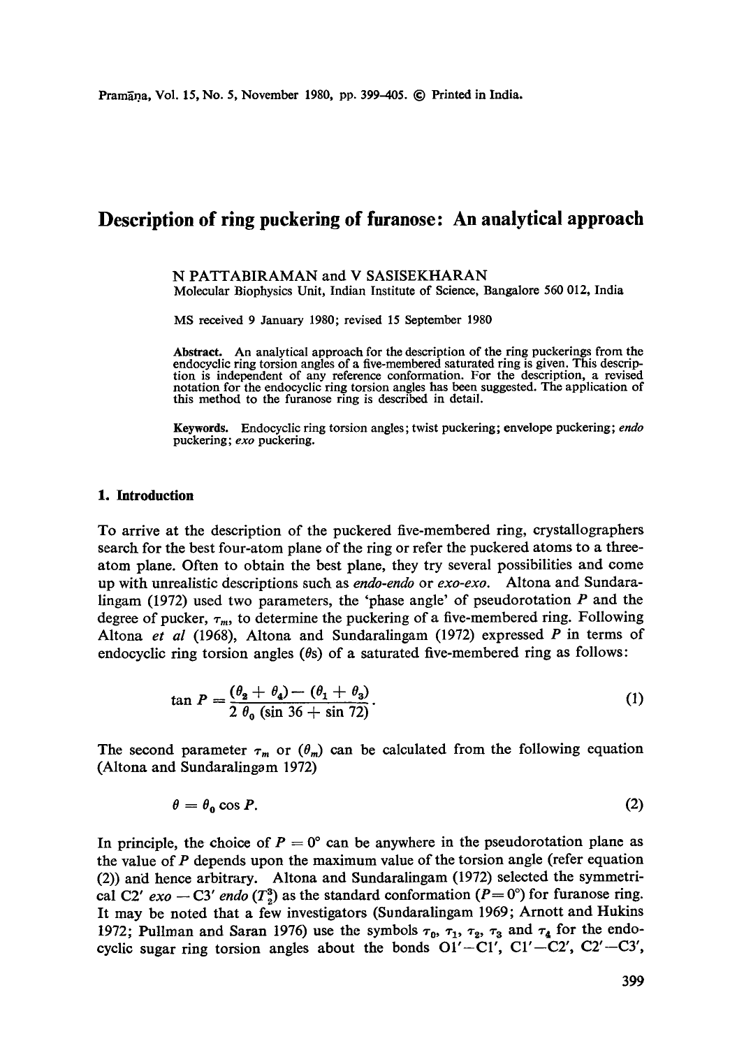# Description of ring puckering of furanose: An analytical approach

N PATTABIRAMAN and V SASISEKHARAN

Molecular Biophysics Unit, Indian Institute of Science, Bangalore 560 012, India

MS received 9 January 1980; revised 15 September 1980

**Abstract.** An analytical approach for the description of the ring puckerings from the endocyclic ring torsion angles of a five-membered saturated ring is given. This description is independent of any reference conformation. For the description, a revised notation for the endocyclic ring torsion angles has been suggested. The application of this method to the furanose ring is described in detail.

**Keywords.** Endocyclic ring torsion angles; twist puckering; envelope puckering; *endo* puckering; *exo* puckering.

## 1. Introduction

To arrive at the description of the puckered five-membered ring, crystallographers search for the best four-atom plane of the ring or refer the puckered atoms to a three-atom plane. Often to obtain the best plane, they try several possibilities and come up with unrealistic descriptions such as *endo-endo* or *exo-exo*. Altona and Sundaralingam (1972) used two parameters, the 'phase angle' of pseudorotation $P$ and the degree of pucker, $\tau_m$, to determine the puckering of a five-membered ring. Following Altona *et al* (1968), Altona and Sundaralingam (1972) expressed $P$ in terms of endocyclic ring torsion angles ($\theta$s) of a saturated five-membered ring as follows:

$$\tan P = \frac{(\theta_2 + \theta_4) - (\theta_1 + \theta_3)}{2\,\theta_0\,(\sin 36 + \sin 72)}. \tag{1}$$

The second parameter $\tau_m$ or ($\theta_m$) can be calculated from the following equation (Altona and Sundaralingam 1972)

$$\theta = \theta_0 \cos P. \tag{2}$$

In principle, the choice of $P = 0°$ can be anywhere in the pseudorotation plane as the value of $P$ depends upon the maximum value of the torsion angle (refer equation (2)) and hence arbitrary. Altona and Sundaralingam (1972) selected the symmetrical C2′ *exo* — C3′ *endo* ($T_2^3$) as the standard conformation ($P = 0°$) for furanose ring. It may be noted that a few investigators (Sundaralingam 1969; Arnott and Hukins 1972; Pullman and Saran 1976) use the symbols $\tau_0$, $\tau_1$, $\tau_2$, $\tau_3$ and $\tau_4$ for the endocyclic sugar ring torsion angles about the bonds O1′—C1′, C1′—C2′, C2′—C3′,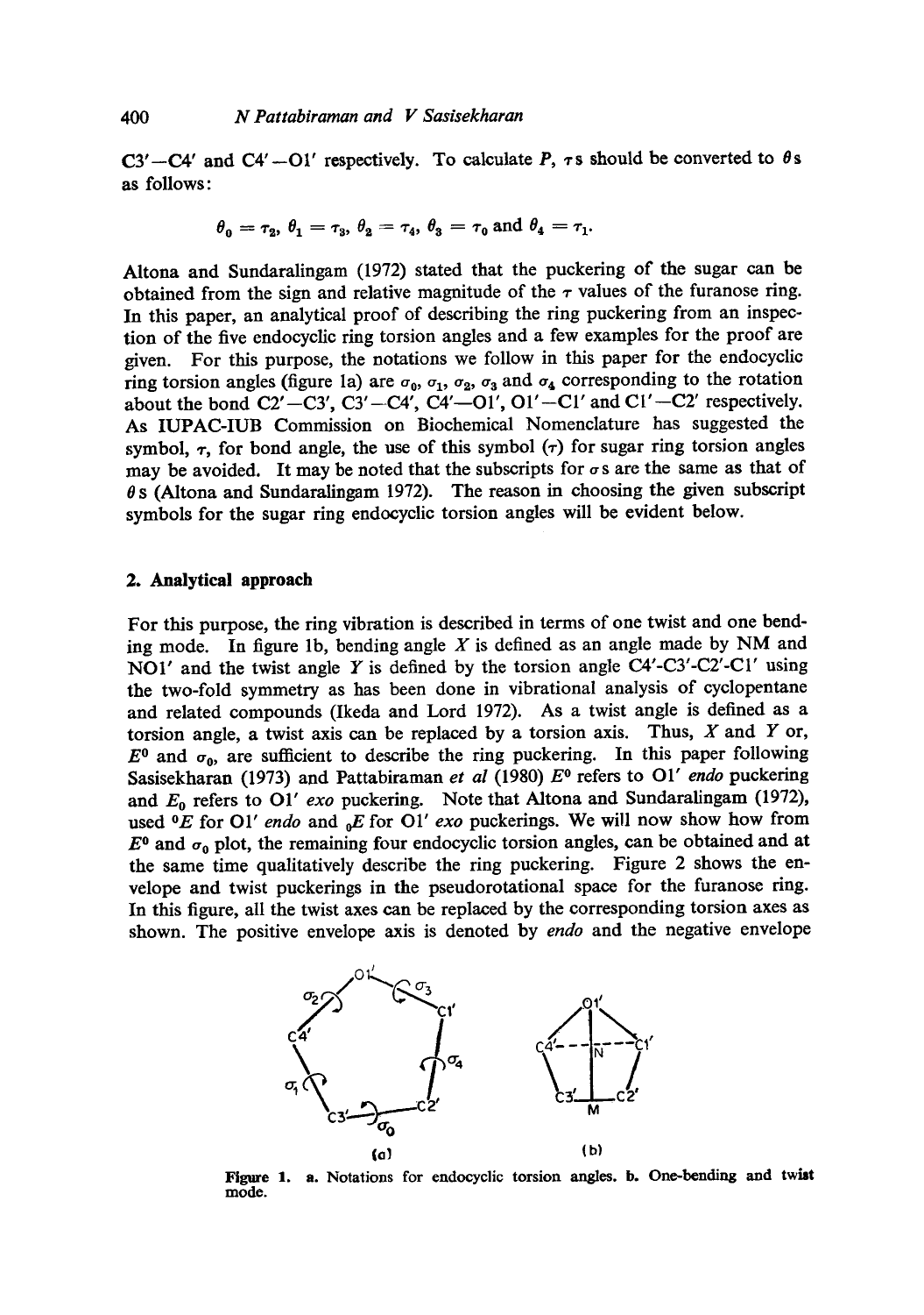C3′—C4′ and C4′—O1′ respectively. To calculate $P$, $\tau$s should be converted to $\theta$s as follows:

$$\theta_0 = \tau_2, \ \theta_1 = \tau_3, \ \theta_2 = \tau_4, \ \theta_3 = \tau_0 \text{ and } \theta_4 = \tau_1.$$

Altona and Sundaralingam (1972) stated that the puckering of the sugar can be obtained from the sign and relative magnitude of the $\tau$ values of the furanose ring. In this paper, an analytical proof of describing the ring puckering from an inspection of the five endocyclic ring torsion angles and a few examples for the proof are given. For this purpose, the notations we follow in this paper for the endocyclic ring torsion angles (figure 1a) are $\sigma_0$, $\sigma_1$, $\sigma_2$, $\sigma_3$ and $\sigma_4$ corresponding to the rotation about the bond C2′—C3′, C3′—C4′, C4′—O1′, O1′—C1′ and C1′—C2′ respectively. As IUPAC-IUB Commission on Biochemical Nomenclature has suggested the symbol, $\tau$, for bond angle, the use of this symbol ($\tau$) for sugar ring torsion angles may be avoided. It may be noted that the subscripts for $\sigma$s are the same as that of $\theta$s (Altona and Sundaralingam 1972). The reason in choosing the given subscript symbols for the sugar ring endocyclic torsion angles will be evident below.

## 2. Analytical approach

For this purpose, the ring vibration is described in terms of one twist and one bending mode. In figure 1b, bending angle $X$ is defined as an angle made by NM and NO1′ and the twist angle $Y$ is defined by the torsion angle C4′-C3′-C2′-C1′ using the two-fold symmetry as has been done in vibrational analysis of cyclopentane and related compounds (Ikeda and Lord 1972). As a twist angle is defined as a torsion angle, a twist axis can be replaced by a torsion axis. Thus, $X$ and $Y$ or, $E^0$ and $\sigma_0$, are sufficient to describe the ring puckering. In this paper following Sasisekharan (1973) and Pattabiraman *et al* (1980) $E^0$ refers to O1′ *endo* puckering and $E_0$ refers to O1′ *exo* puckering. Note that Altona and Sundaralingam (1972), used ${}^0E$ for O1′ *endo* and ${}_0E$ for O1′ *exo* puckerings. We will now show how from $E^0$ and $\sigma_0$ plot, the remaining four endocyclic torsion angles, can be obtained and at the same time qualitatively describe the ring puckering. Figure 2 shows the envelope and twist puckerings in the pseudorotational space for the furanose ring. In this figure, all the twist axes can be replaced by the corresponding torsion axes as shown. The positive envelope axis is denoted by *endo* and the negative envelope

**Figure 1.** a. Notations for endocyclic torsion angles. b. One-bending and twist mode.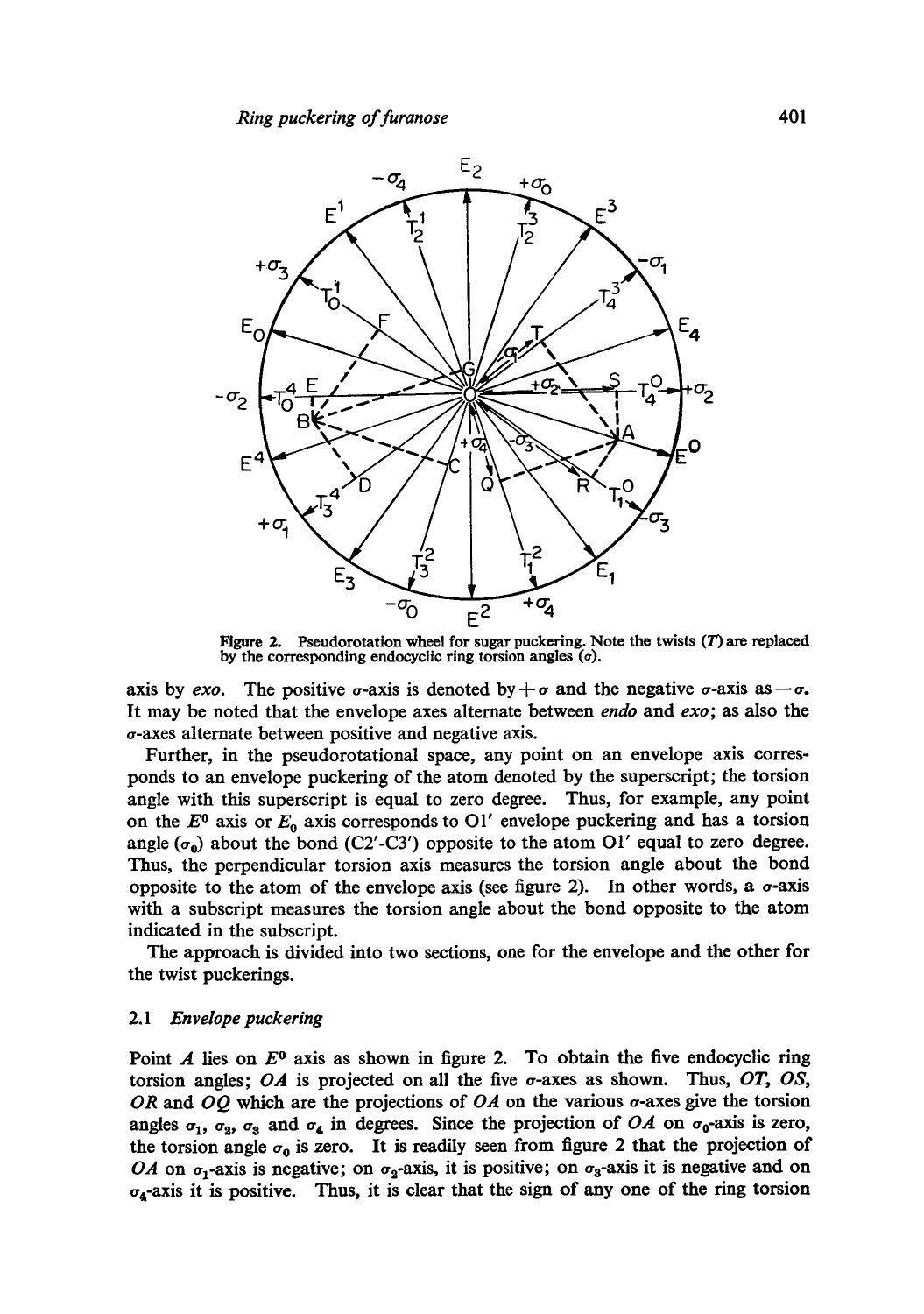Figure 2. Pseudorotation wheel for sugar puckering. Note the twists ($T$) are replaced by the corresponding endocyclic ring torsion angles ($\sigma$).

axis by *exo*. The positive $\sigma$-axis is denoted by $+\sigma$ and the negative $\sigma$-axis as $-\sigma$. It may be noted that the envelope axes alternate between *endo* and *exo*; as also the $\sigma$-axes alternate between positive and negative axis.

Further, in the pseudorotational space, any point on an envelope axis corresponds to an envelope puckering of the atom denoted by the superscript; the torsion angle with this superscript is equal to zero degree. Thus, for example, any point on the $E^0$ axis or $E_0$ axis corresponds to O1′ envelope puckering and has a torsion angle ($\sigma_0$) about the bond (C2′-C3′) opposite to the atom O1′ equal to zero degree. Thus, the perpendicular torsion axis measures the torsion angle about the bond opposite to the atom of the envelope axis (see figure 2). In other words, a $\sigma$-axis with a subscript measures the torsion angle about the bond opposite to the atom indicated in the subscript.

The approach is divided into two sections, one for the envelope and the other for the twist puckerings.

### 2.1 *Envelope puckering*

Point $A$ lies on $E^0$ axis as shown in figure 2. To obtain the five endocyclic ring torsion angles; $OA$ is projected on all the five $\sigma$-axes as shown. Thus, $OT$, $OS$, $OR$ and $OQ$ which are the projections of $OA$ on the various $\sigma$-axes give the torsion angles $\sigma_1$, $\sigma_2$, $\sigma_3$ and $\sigma_4$ in degrees. Since the projection of $OA$ on $\sigma_0$-axis is zero, the torsion angle $\sigma_0$ is zero. It is readily seen from figure 2 that the projection of $OA$ on $\sigma_1$-axis is negative; on $\sigma_2$-axis, it is positive; on $\sigma_3$-axis it is negative and on $\sigma_4$-axis it is positive. Thus, it is clear that the sign of any one of the ring torsion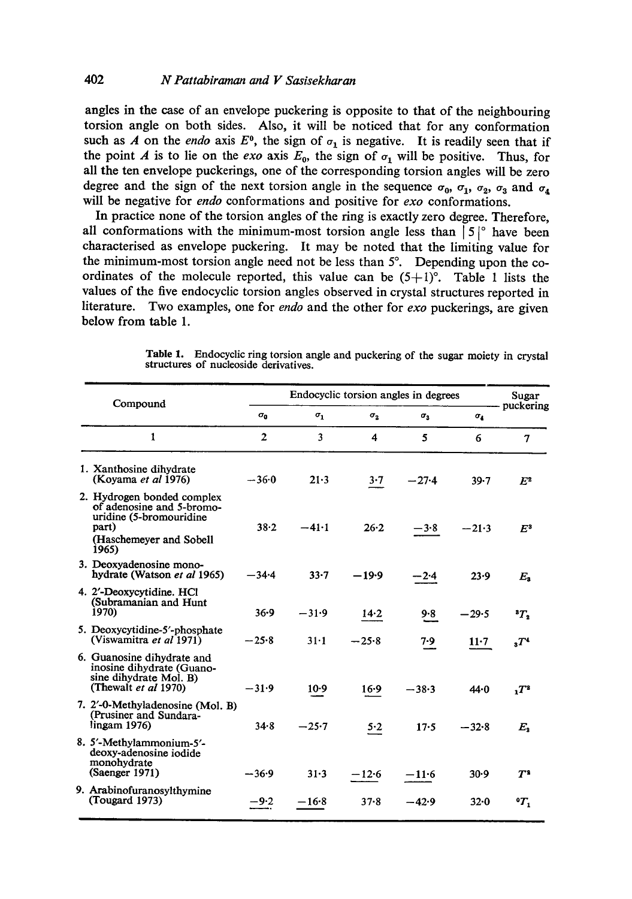angles in the case of an envelope puckering is opposite to that of the neighbouring torsion angle on both sides. Also, it will be noticed that for any conformation such as $A$ on the *endo* axis $E^0$, the sign of $\sigma_1$ is negative. It is readily seen that if the point $A$ is to lie on the *exo* axis $E_0$, the sign of $\sigma_1$ will be positive. Thus, for all the ten envelope puckerings, one of the corresponding torsion angles will be zero degree and the sign of the next torsion angle in the sequence $\sigma_0$, $\sigma_1$, $\sigma_2$, $\sigma_3$ and $\sigma_4$ will be negative for *endo* conformations and positive for *exo* conformations.

In practice none of the torsion angles of the ring is exactly zero degree. Therefore, all conformations with the minimum-most torsion angle less than $|5|°$ have been characterised as envelope puckering. It may be noted that the limiting value for the minimum-most torsion angle need not be less than 5°. Depending upon the co-ordinates of the molecule reported, this value can be $(5+1)°$. Table 1 lists the values of the five endocyclic torsion angles observed in crystal structures reported in literature. Two examples, one for *endo* and the other for *exo* puckerings, are given below from table 1.

**Table 1.** Endocyclic ring torsion angle and puckering of the sugar moiety in crystal structures of nucleoside derivatives.

| Compound | Endocyclic torsion angles in degrees | | | | | Sugar puckering |
|---|---|---|---|---|---|---|
| | $\sigma_0$ | $\sigma_1$ | $\sigma_2$ | $\sigma_3$ | $\sigma_4$ | |
| 1 | 2 | 3 | 4 | 5 | 6 | 7 |
| 1. Xanthosine dihydrate (Koyama *et al* 1976) | −36·0 | 21·3 | <u>3·7</u> | −27·4 | 39·7 | $E^2$ |
| 2. Hydrogen bonded complex of adenosine and 5-bromo-uridine (5-bromouridine part) (Haschemeyer and Sobell 1965) | 38·2 | −41·1 | 26·2 | <u>−3·8</u> | −21·3 | $E^3$ |
| 3. Deoxyadenosine monohydrate (Watson *et al* 1965) | −34·4 | 33·7 | −19·9 | <u>−2·4</u> | 23·9 | $E_3$ |
| 4. 2′-Deoxycytidine. HCl (Subramanian and Hunt 1970) | 36·9 | −31·9 | <u>14·2</u> | <u>9·8</u> | −29·5 | ${}^3T_2$ |
| 5. Deoxycytidine-5′-phosphate (Viswamitra *et al* 1971) | −25·8 | 31·1 | −25·8 | <u>7·9</u> | <u>11·7</u> | ${}_3T^4$ |
| 6. Guanosine dihydrate and inosine dihydrate (Guanosine dihydrate Mol. B) (Thewalt *et al* 1970) | −31·9 | <u>10·9</u> | <u>16·9</u> | −38·3 | 44·0 | ${}_1T^2$ |
| 7. 2′-0-Methyladenosine (Mol. B) (Prusiner and Sundaralingam 1976) | 34·8 | −25·7 | <u>5·2</u> | 17·5 | −32·8 | $E_2$ |
| 8. 5′-Methylammonium-5′-deoxy-adenosine iodide monohydrate (Saenger 1971) | −36·9 | 31·3 | <u>−12·6</u> | <u>−11·6</u> | 30·9 | $T^3$ |
| 9. Arabinofuranosylthymine (Tougard 1973) | <u>−9·2</u> | <u>−16·8</u> | 37·8 | −42·9 | 32·0 | ${}^0T_1$ |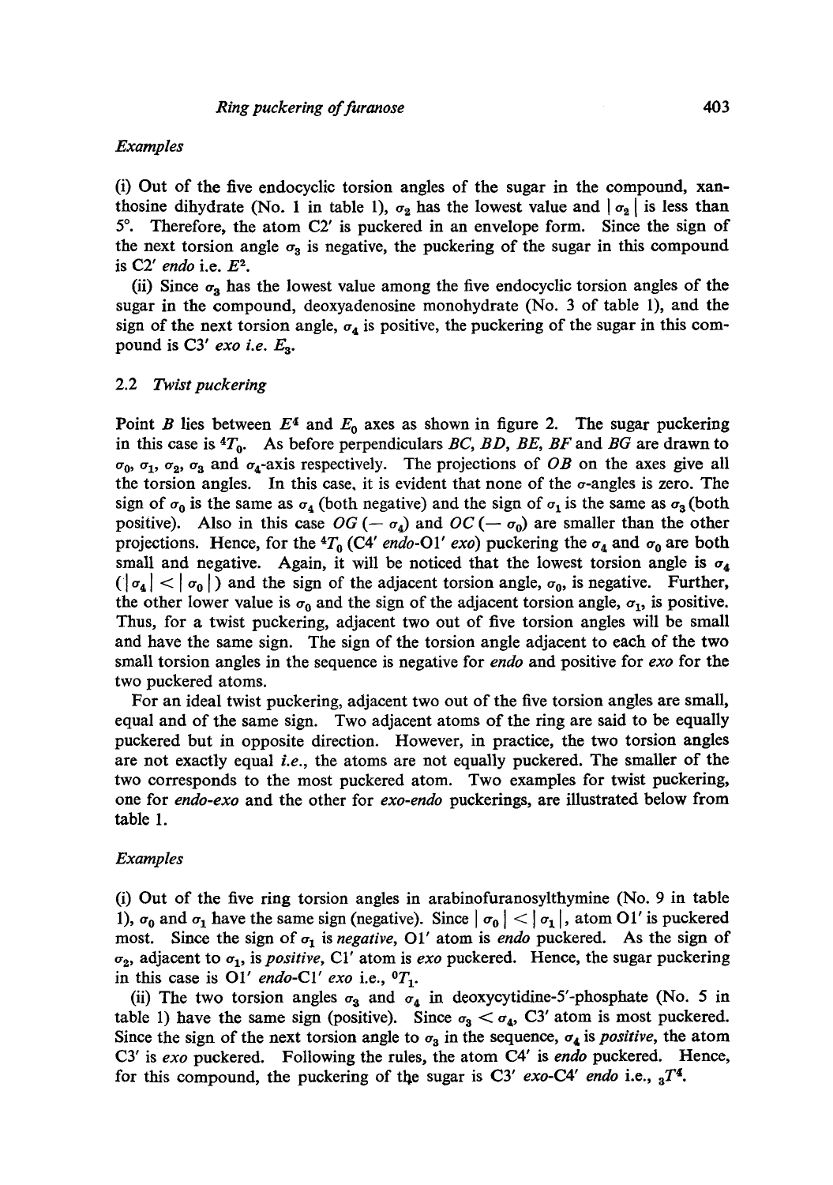*Examples*

(i) Out of the five endocyclic torsion angles of the sugar in the compound, xanthosine dihydrate (No. 1 in table 1), $\sigma_2$ has the lowest value and $|\sigma_2|$ is less than 5°. Therefore, the atom C2′ is puckered in an envelope form. Since the sign of the next torsion angle $\sigma_3$ is negative, the puckering of the sugar in this compound is C2′ *endo* i.e. $E^2$.

(ii) Since $\sigma_3$ has the lowest value among the five endocyclic torsion angles of the sugar in the compound, deoxyadenosine monohydrate (No. 3 of table 1), and the sign of the next torsion angle, $\sigma_4$ is positive, the puckering of the sugar in this compound is C3′ *exo i.e.* $E_3$.

## 2.2 *Twist puckering*

Point *B* lies between $E^4$ and $E_0$ axes as shown in figure 2. The sugar puckering in this case is $^4T_0$. As before perpendiculars *BC*, *BD*, *BE*, *BF* and *BG* are drawn to $\sigma_0$, $\sigma_1$, $\sigma_2$, $\sigma_3$ and $\sigma_4$-axis respectively. The projections of *OB* on the axes give all the torsion angles. In this case, it is evident that none of the $\sigma$-angles is zero. The sign of $\sigma_0$ is the same as $\sigma_4$ (both negative) and the sign of $\sigma_1$ is the same as $\sigma_3$ (both positive). Also in this case *OG* ($-\sigma_4$) and *OC* ($-\sigma_0$) are smaller than the other projections. Hence, for the $^4T_0$ (C4′ *endo*-O1′ *exo*) puckering the $\sigma_4$ and $\sigma_0$ are both small and negative. Again, it will be noticed that the lowest torsion angle is $\sigma_4$ ($|\sigma_4| < |\sigma_0|$) and the sign of the adjacent torsion angle, $\sigma_0$, is negative. Further, the other lower value is $\sigma_0$ and the sign of the adjacent torsion angle, $\sigma_1$, is positive. Thus, for a twist puckering, adjacent two out of five torsion angles will be small and have the same sign. The sign of the torsion angle adjacent to each of the two small torsion angles in the sequence is negative for *endo* and positive for *exo* for the two puckered atoms.

For an ideal twist puckering, adjacent two out of the five torsion angles are small, equal and of the same sign. Two adjacent atoms of the ring are said to be equally puckered but in opposite direction. However, in practice, the two torsion angles are not exactly equal *i.e.*, the atoms are not equally puckered. The smaller of the two corresponds to the most puckered atom. Two examples for twist puckering, one for *endo-exo* and the other for *exo-endo* puckerings, are illustrated below from table 1.

*Examples*

(i) Out of the five ring torsion angles in arabinofuranosylthymine (No. 9 in table 1), $\sigma_0$ and $\sigma_1$ have the same sign (negative). Since $|\sigma_0| < |\sigma_1|$, atom O1′ is puckered most. Since the sign of $\sigma_1$ is *negative*, O1′ atom is *endo* puckered. As the sign of $\sigma_2$, adjacent to $\sigma_1$, is *positive*, C1′ atom is *exo* puckered. Hence, the sugar puckering in this case is O1′ *endo*-C1′ *exo* i.e., $^0T_1$.

(ii) The two torsion angles $\sigma_3$ and $\sigma_4$ in deoxycytidine-5′-phosphate (No. 5 in table 1) have the same sign (positive). Since $\sigma_3 < \sigma_4$, C3′ atom is most puckered. Since the sign of the next torsion angle to $\sigma_3$ in the sequence, $\sigma_4$ is *positive*, the atom C3′ is *exo* puckered. Following the rules, the atom C4′ is *endo* puckered. Hence, for this compound, the puckering of the sugar is C3′ *exo*-C4′ *endo* i.e., $_3T^4$.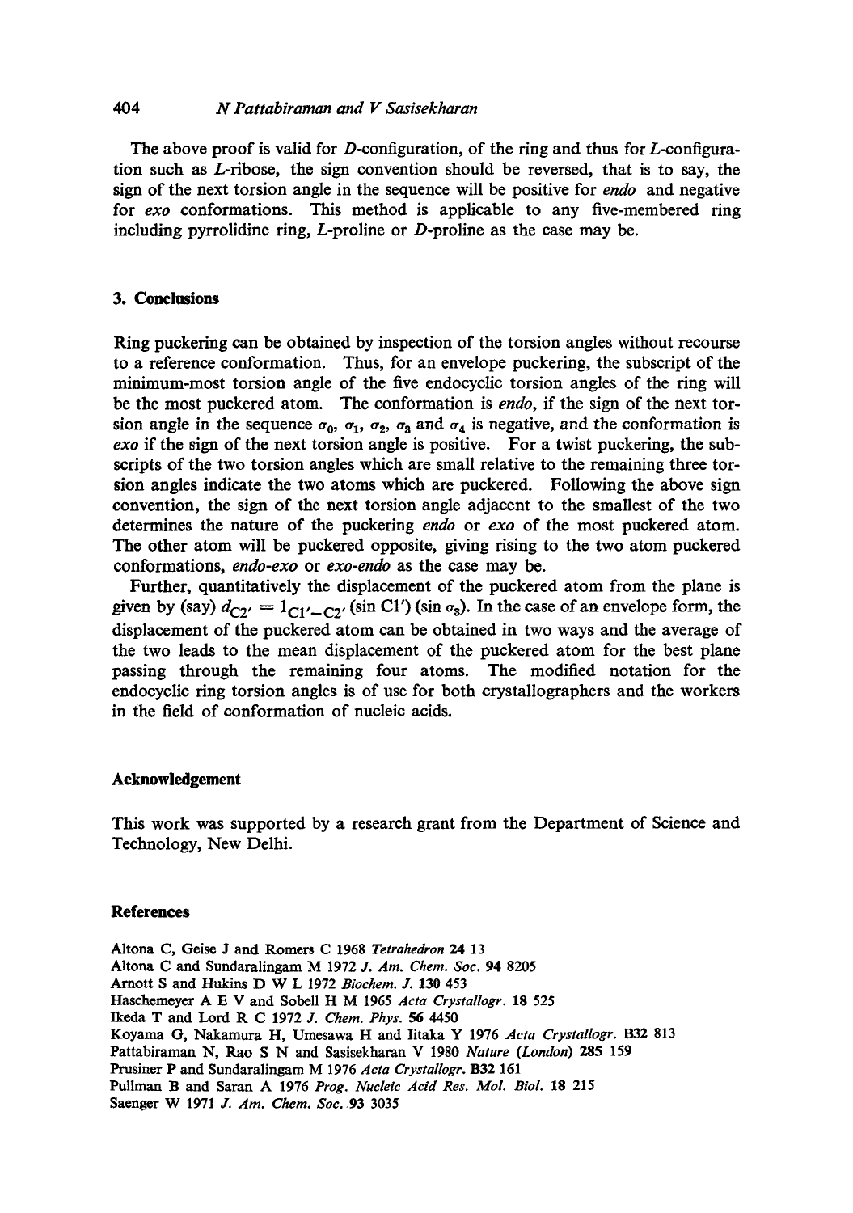The above proof is valid for *D*-configuration, of the ring and thus for *L*-configuration such as *L*-ribose, the sign convention should be reversed, that is to say, the sign of the next torsion angle in the sequence will be positive for *endo* and negative for *exo* conformations. This method is applicable to any five-membered ring including pyrrolidine ring, *L*-proline or *D*-proline as the case may be.

## 3. Conclusions

Ring puckering can be obtained by inspection of the torsion angles without recourse to a reference conformation. Thus, for an envelope puckering, the subscript of the minimum-most torsion angle of the five endocyclic torsion angles of the ring will be the most puckered atom. The conformation is *endo*, if the sign of the next torsion angle in the sequence $\sigma_0$, $\sigma_1$, $\sigma_2$, $\sigma_3$ and $\sigma_4$ is negative, and the conformation is *exo* if the sign of the next torsion angle is positive. For a twist puckering, the subscripts of the two torsion angles which are small relative to the remaining three torsion angles indicate the two atoms which are puckered. Following the above sign convention, the sign of the next torsion angle adjacent to the smallest of the two determines the nature of the puckering *endo* or *exo* of the most puckered atom. The other atom will be puckered opposite, giving rising to the two atom puckered conformations, *endo-exo* or *exo-endo* as the case may be.

Further, quantitatively the displacement of the puckered atom from the plane is given by (say) $d_{C2'} = 1_{C1'-C2'}$ (sin C1') (sin $\sigma_3$). In the case of an envelope form, the displacement of the puckered atom can be obtained in two ways and the average of the two leads to the mean displacement of the puckered atom for the best plane passing through the remaining four atoms. The modified notation for the endocyclic ring torsion angles is of use for both crystallographers and the workers in the field of conformation of nucleic acids.

## Acknowledgement

This work was supported by a research grant from the Department of Science and Technology, New Delhi.

## References

Altona C, Geise J and Romers C 1968 *Tetrahedron* **24** 13

Altona C and Sundaralingam M 1972 *J. Am. Chem. Soc.* **94** 8205

Arnott S and Hukins D W L 1972 *Biochem. J.* **130** 453

Haschemeyer A E V and Sobell H M 1965 *Acta Crystallogr.* **18** 525

Ikeda T and Lord R C 1972 *J. Chem. Phys.* **56** 4450

Koyama G, Nakamura H, Umesawa H and Iitaka Y 1976 *Acta Crystallogr.* **B32** 813

Pattabiraman N, Rao S N and Sasisekharan V 1980 *Nature (London)* **285** 159

Prusiner P and Sundaralingam M 1976 *Acta Crystallogr.* **B32** 161

Pullman B and Saran A 1976 *Prog. Nucleic Acid Res. Mol. Biol.* **18** 215

Saenger W 1971 *J. Am. Chem. Soc.* **93** 3035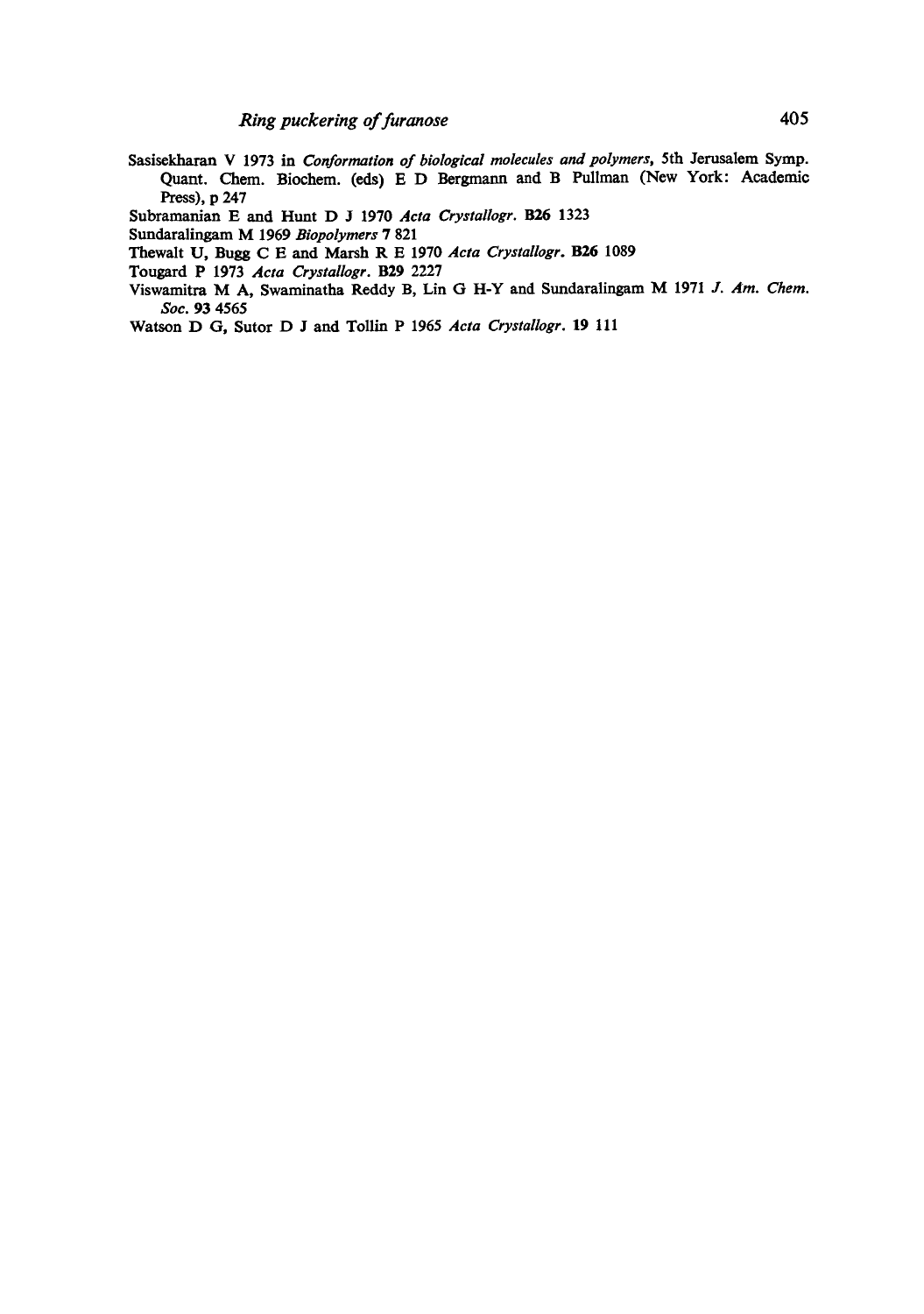Sasisekharan V 1973 in *Conformation of biological molecules and polymers*, 5th Jerusalem Symp. Quant. Chem. Biochem. (eds) E D Bergmann and B Pullman (New York: Academic Press), p 247

Subramanian E and Hunt D J 1970 *Acta Crystallogr.* **B26** 1323

Sundaralingam M 1969 *Biopolymers* **7** 821

Thewalt U, Bugg C E and Marsh R E 1970 *Acta Crystallogr.* **B26** 1089

Tougard P 1973 *Acta Crystallogr.* **B29** 2227

Viswamitra M A, Swaminatha Reddy B, Lin G H-Y and Sundaralingam M 1971 *J. Am. Chem. Soc.* **93** 4565

Watson D G, Sutor D J and Tollin P 1965 *Acta Crystallogr.* **19** 111